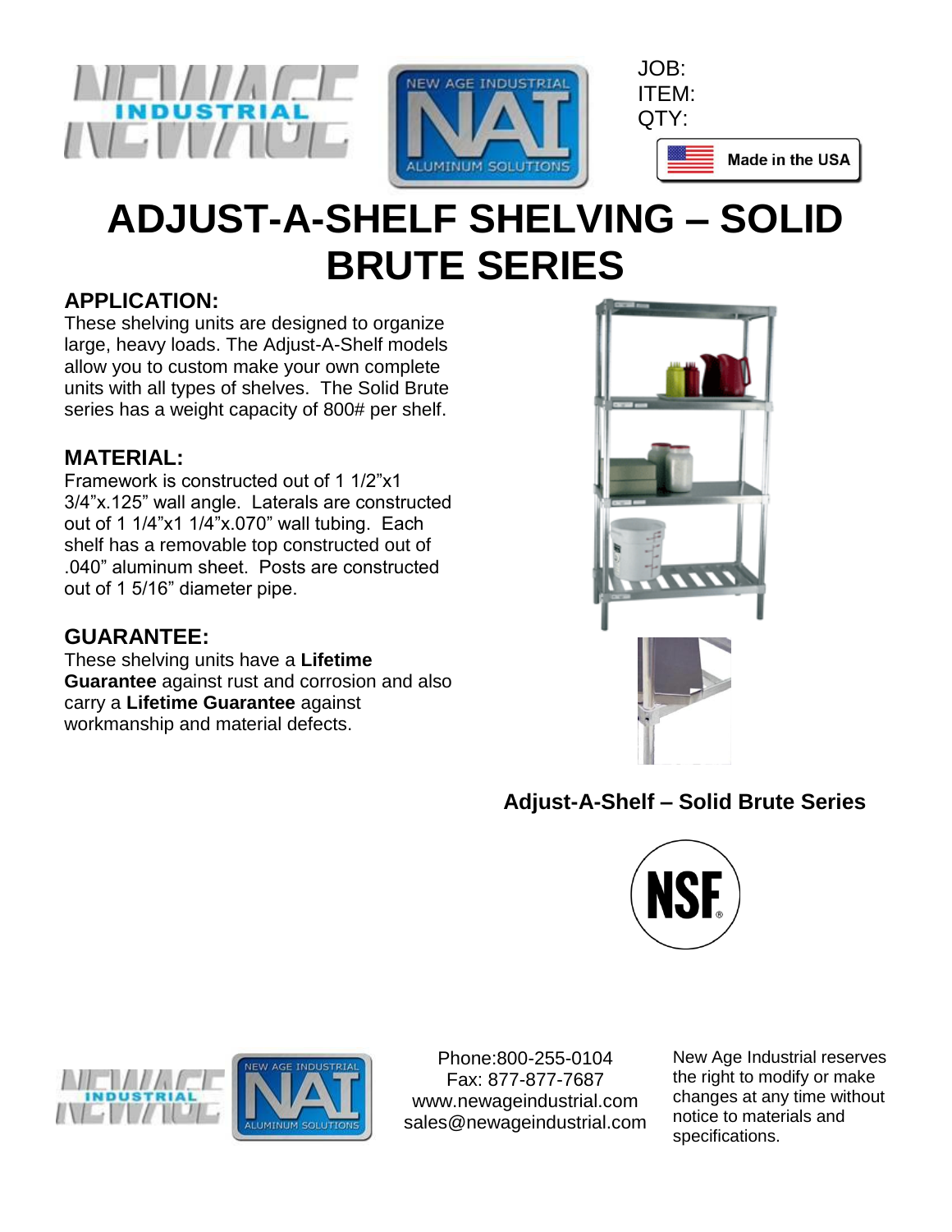JOB:
ITEM:
QTY:

Made in the USA

# ADJUST-A-SHELF SHELVING – SOLID BRUTE SERIES

## APPLICATION:

These shelving units are designed to organize large, heavy loads. The Adjust-A-Shelf models allow you to custom make your own complete units with all types of shelves. The Solid Brute series has a weight capacity of 800# per shelf.

## MATERIAL:

Framework is constructed out of 1 1/2"x1 3/4"x.125" wall angle. Laterals are constructed out of 1 1/4"x1 1/4"x.070" wall tubing. Each shelf has a removable top constructed out of .040" aluminum sheet. Posts are constructed out of 1 5/16" diameter pipe.

## GUARANTEE:

These shelving units have a **Lifetime Guarantee** against rust and corrosion and also carry a **Lifetime Guarantee** against workmanship and material defects.

**Adjust-A-Shelf – Solid Brute Series**

NSF

Phone:800-255-0104
Fax: 877-877-7687
www.newageindustrial.com
sales@newageindustrial.com

New Age Industrial reserves the right to modify or make changes at any time without notice to materials and specifications.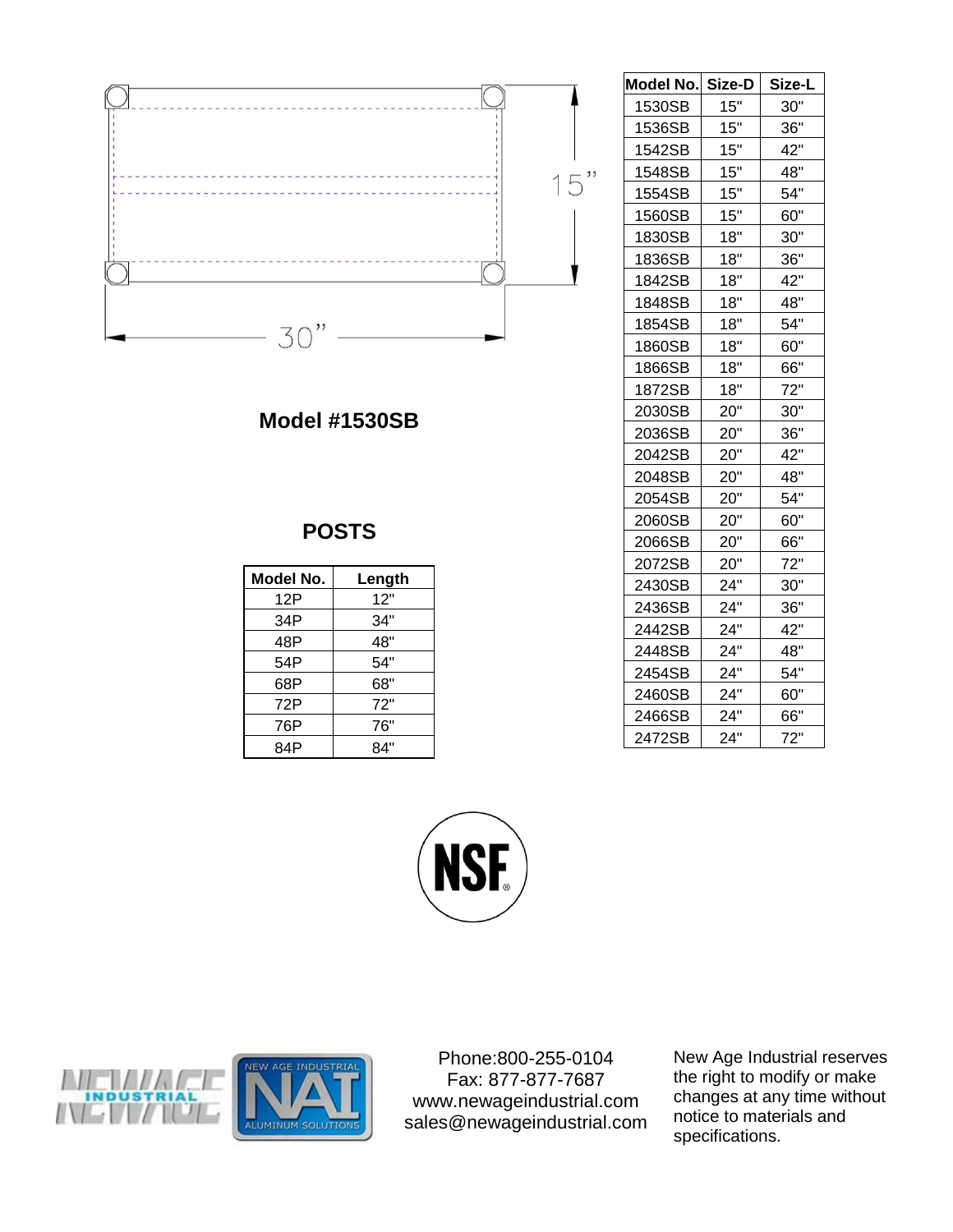15"

30"

**Model #1530SB**

| Model No. | Size-D | Size-L |
|---|---|---|
| 1530SB | 15" | 30" |
| 1536SB | 15" | 36" |
| 1542SB | 15" | 42" |
| 1548SB | 15" | 48" |
| 1554SB | 15" | 54" |
| 1560SB | 15" | 60" |
| 1830SB | 18" | 30" |
| 1836SB | 18" | 36" |
| 1842SB | 18" | 42" |
| 1848SB | 18" | 48" |
| 1854SB | 18" | 54" |
| 1860SB | 18" | 60" |
| 1866SB | 18" | 66" |
| 1872SB | 18" | 72" |
| 2030SB | 20" | 30" |
| 2036SB | 20" | 36" |
| 2042SB | 20" | 42" |
| 2048SB | 20" | 48" |
| 2054SB | 20" | 54" |
| 2060SB | 20" | 60" |
| 2066SB | 20" | 66" |
| 2072SB | 20" | 72" |
| 2430SB | 24" | 30" |
| 2436SB | 24" | 36" |
| 2442SB | 24" | 42" |
| 2448SB | 24" | 48" |
| 2454SB | 24" | 54" |
| 2460SB | 24" | 60" |
| 2466SB | 24" | 66" |
| 2472SB | 24" | 72" |

## POSTS

| Model No. | Length |
|---|---|
| 12P | 12" |
| 34P | 34" |
| 48P | 48" |
| 54P | 54" |
| 68P | 68" |
| 72P | 72" |
| 76P | 76" |
| 84P | 84" |

NSF®

NEW AGE INDUSTRIAL

NEW AGE INDUSTRIAL NAI ALUMINUM SOLUTIONS

Phone:800-255-0104
Fax: 877-877-7687
www.newageindustrial.com
sales@newageindustrial.com

New Age Industrial reserves the right to modify or make changes at any time without notice to materials and specifications.